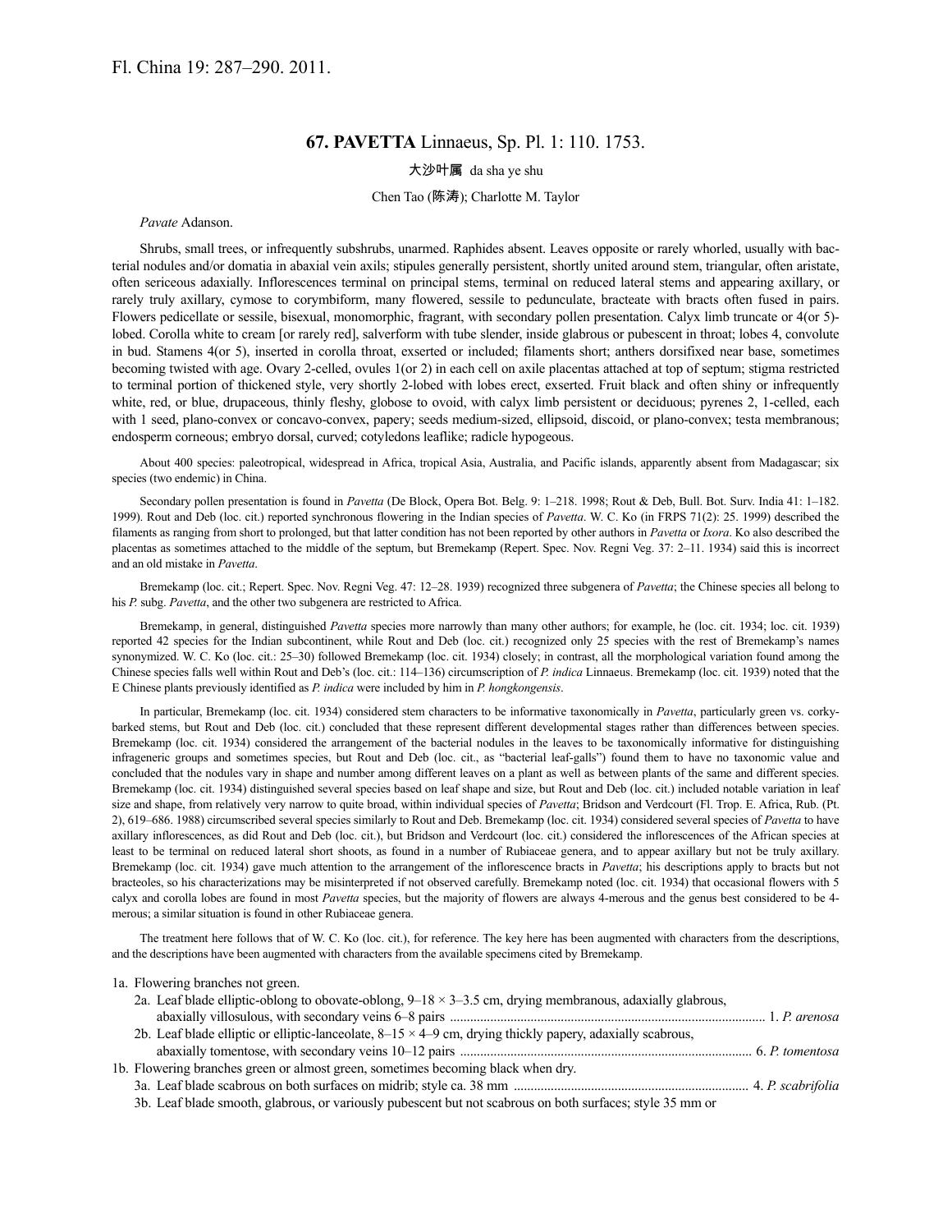Fl. China 19: 287–290. 2011.

## 67. PAVETTA Linnaeus, Sp. Pl. 1: 110. 1753.

大沙叶属 da sha ye shu

Chen Tao (陈涛); Charlotte M. Taylor

*Pavate* Adanson.

Shrubs, small trees, or infrequently subshrubs, unarmed. Raphides absent. Leaves opposite or rarely whorled, usually with bacterial nodules and/or domatia in abaxial vein axils; stipules generally persistent, shortly united around stem, triangular, often aristate, often sericeous adaxially. Inflorescences terminal on principal stems, terminal on reduced lateral stems and appearing axillary, or rarely truly axillary, cymose to corymbiform, many flowered, sessile to pedunculate, bracteate with bracts often fused in pairs. Flowers pedicellate or sessile, bisexual, monomorphic, fragrant, with secondary pollen presentation. Calyx limb truncate or 4(or 5)-lobed. Corolla white to cream [or rarely red], salverform with tube slender, inside glabrous or pubescent in throat; lobes 4, convolute in bud. Stamens 4(or 5), inserted in corolla throat, exserted or included; filaments short; anthers dorsifixed near base, sometimes becoming twisted with age. Ovary 2-celled, ovules 1(or 2) in each cell on axile placentas attached at top of septum; stigma restricted to terminal portion of thickened style, very shortly 2-lobed with lobes erect, exserted. Fruit black and often shiny or infrequently white, red, or blue, drupaceous, thinly fleshy, globose to ovoid, with calyx limb persistent or deciduous; pyrenes 2, 1-celled, each with 1 seed, plano-convex or concavo-convex, papery; seeds medium-sized, ellipsoid, discoid, or plano-convex; testa membranous; endosperm corneous; embryo dorsal, curved; cotyledons leaflike; radicle hypogeous.

About 400 species: paleotropical, widespread in Africa, tropical Asia, Australia, and Pacific islands, apparently absent from Madagascar; six species (two endemic) in China.

Secondary pollen presentation is found in *Pavetta* (De Block, Opera Bot. Belg. 9: 1–218. 1998; Rout & Deb, Bull. Bot. Surv. India 41: 1–182. 1999). Rout and Deb (loc. cit.) reported synchronous flowering in the Indian species of *Pavetta*. W. C. Ko (in FRPS 71(2): 25. 1999) described the filaments as ranging from short to prolonged, but that latter condition has not been reported by other authors in *Pavetta* or *Ixora*. Ko also described the placentas as sometimes attached to the middle of the septum, but Bremekamp (Repert. Spec. Nov. Regni Veg. 37: 2–11. 1934) said this is incorrect and an old mistake in *Pavetta*.

Bremekamp (loc. cit.; Repert. Spec. Nov. Regni Veg. 47: 12–28. 1939) recognized three subgenera of *Pavetta*; the Chinese species all belong to his *P.* subg. *Pavetta*, and the other two subgenera are restricted to Africa.

Bremekamp, in general, distinguished *Pavetta* species more narrowly than many other authors; for example, he (loc. cit. 1934; loc. cit. 1939) reported 42 species for the Indian subcontinent, while Rout and Deb (loc. cit.) recognized only 25 species with the rest of Bremekamp's names synonymized. W. C. Ko (loc. cit.: 25–30) followed Bremekamp (loc. cit. 1934) closely; in contrast, all the morphological variation found among the Chinese species falls well within Rout and Deb's (loc. cit.: 114–136) circumscription of *P. indica* Linnaeus. Bremekamp (loc. cit. 1939) noted that the E Chinese plants previously identified as *P. indica* were included by him in *P. hongkongensis*.

In particular, Bremekamp (loc. cit. 1934) considered stem characters to be informative taxonomically in *Pavetta*, particularly green vs. corky-barked stems, but Rout and Deb (loc. cit.) concluded that these represent different developmental stages rather than differences between species. Bremekamp (loc. cit. 1934) considered the arrangement of the bacterial nodules in the leaves to be taxonomically informative for distinguishing infrageneric groups and sometimes species, but Rout and Deb (loc. cit., as "bacterial leaf-galls") found them to have no taxonomic value and concluded that the nodules vary in shape and number among different leaves on a plant as well as between plants of the same and different species. Bremekamp (loc. cit. 1934) distinguished several species based on leaf shape and size, but Rout and Deb (loc. cit.) included notable variation in leaf size and shape, from relatively very narrow to quite broad, within individual species of *Pavetta*; Bridson and Verdcourt (Fl. Trop. E. Africa, Rub. (Pt. 2), 619–686. 1988) circumscribed several species similarly to Rout and Deb. Bremekamp (loc. cit. 1934) considered several species of *Pavetta* to have axillary inflorescences, as did Rout and Deb (loc. cit.), but Bridson and Verdcourt (loc. cit.) considered the inflorescences of the African species at least to be terminal on reduced lateral short shoots, as found in a number of Rubiaceae genera, and to appear axillary but not be truly axillary. Bremekamp (loc. cit. 1934) gave much attention to the arrangement of the inflorescence bracts in *Pavetta*; his descriptions apply to bracts but not bracteoles, so his characterizations may be misinterpreted if not observed carefully. Bremekamp noted (loc. cit. 1934) that occasional flowers with 5 calyx and corolla lobes are found in most *Pavetta* species, but the majority of flowers are always 4-merous and the genus best considered to be 4-merous; a similar situation is found in other Rubiaceae genera.

The treatment here follows that of W. C. Ko (loc. cit.), for reference. The key here has been augmented with characters from the descriptions, and the descriptions have been augmented with characters from the available specimens cited by Bremekamp.

1a. Flowering branches not green.
- 2a. Leaf blade elliptic-oblong to obovate-oblong, 9–18 × 3–3.5 cm, drying membranous, adaxially glabrous, abaxially villosulous, with secondary veins 6–8 pairs ............................................................................................ 1. *P. arenosa*
- 2b. Leaf blade elliptic or elliptic-lanceolate, 8–15 × 4–9 cm, drying thickly papery, adaxially scabrous, abaxially tomentose, with secondary veins 10–12 pairs ...................................................................................... 6. *P. tomentosa*

1b. Flowering branches green or almost green, sometimes becoming black when dry.
- 3a. Leaf blade scabrous on both surfaces on midrib; style ca. 38 mm ..................................................................... 4. *P. scabrifolia*
- 3b. Leaf blade smooth, glabrous, or variously pubescent but not scabrous on both surfaces; style 35 mm or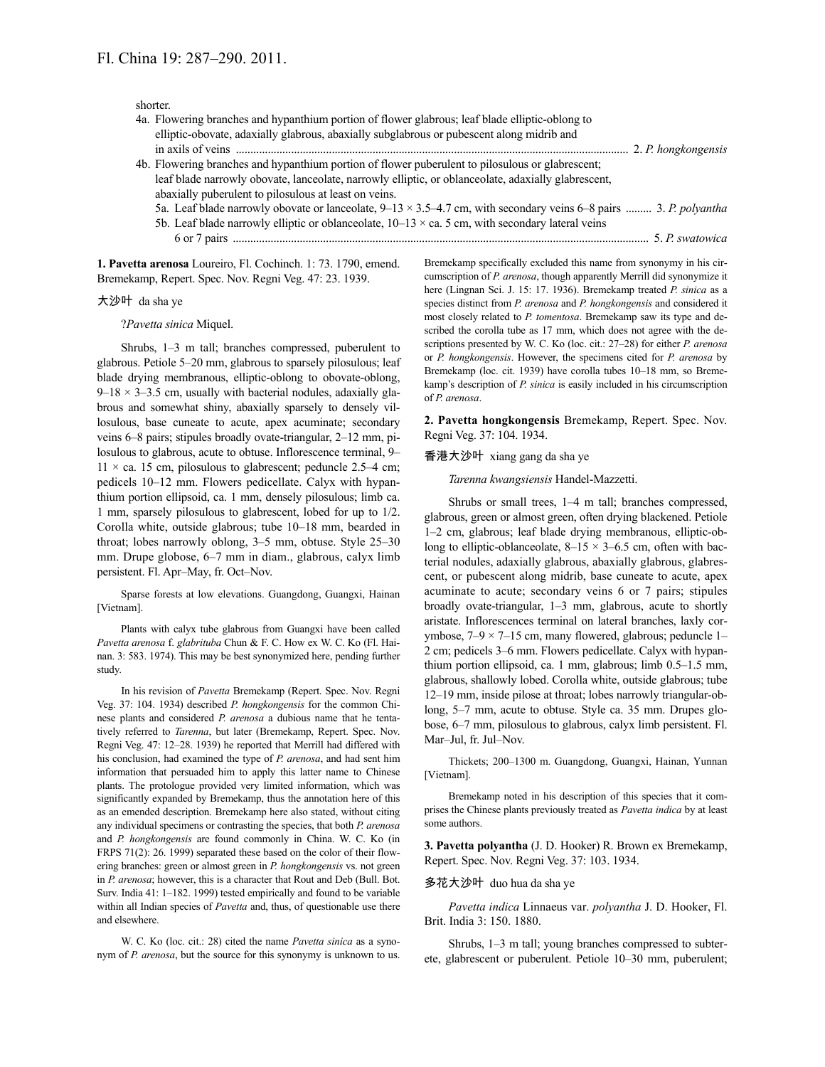shorter.

4a. Flowering branches and hypanthium portion of flower glabrous; leaf blade elliptic-oblong to elliptic-obovate, adaxially glabrous, abaxially subglabrous or pubescent along midrib and in axils of veins ..................................................................................................................... 2. *P. hongkongensis*

4b. Flowering branches and hypanthium portion of flower puberulent to pilosulous or glabrescent; leaf blade narrowly obovate, lanceolate, narrowly elliptic, or oblanceolate, adaxially glabrescent, abaxially puberulent to pilosulous at least on veins.

5a. Leaf blade narrowly obovate or lanceolate, 9–13 × 3.5–4.7 cm, with secondary veins 6–8 pairs ......... 3. *P. polyantha*

5b. Leaf blade narrowly elliptic or oblanceolate, 10–13 × ca. 5 cm, with secondary lateral veins 6 or 7 pairs ............................................................................................................................ 5. *P. swatowica*

**1. Pavetta arenosa** Loureiro, Fl. Cochinch. 1: 73. 1790, emend. Bremekamp, Repert. Spec. Nov. Regni Veg. 47: 23. 1939.

大沙叶 da sha ye

?*Pavetta sinica* Miquel.

Shrubs, 1–3 m tall; branches compressed, puberulent to glabrous. Petiole 5–20 mm, glabrous to sparsely pilosulous; leaf blade drying membranous, elliptic-oblong to obovate-oblong, 9–18 × 3–3.5 cm, usually with bacterial nodules, adaxially glabrous and somewhat shiny, abaxially sparsely to densely villosulous, base cuneate to acute, apex acuminate; secondary veins 6–8 pairs; stipules broadly ovate-triangular, 2–12 mm, pilosulous to glabrous, acute to obtuse. Inflorescence terminal, 9–11 × ca. 15 cm, pilosulous to glabrescent; peduncle 2.5–4 cm; pedicels 10–12 mm. Flowers pedicellate. Calyx with hypanthium portion ellipsoid, ca. 1 mm, densely pilosulous; limb ca. 1 mm, sparsely pilosulous to glabrescent, lobed for up to 1/2. Corolla white, outside glabrous; tube 10–18 mm, bearded in throat; lobes narrowly oblong, 3–5 mm, obtuse. Style 25–30 mm. Drupe globose, 6–7 mm in diam., glabrous, calyx limb persistent. Fl. Apr–May, fr. Oct–Nov.

Sparse forests at low elevations. Guangdong, Guangxi, Hainan [Vietnam].

Plants with calyx tube glabrous from Guangxi have been called *Pavetta arenosa* f. *glabrituba* Chun & F. C. How ex W. C. Ko (Fl. Hainan. 3: 583. 1974). This may be best synonymized here, pending further study.

In his revision of *Pavetta* Bremekamp (Repert. Spec. Nov. Regni Veg. 37: 104. 1934) described *P. hongkongensis* for the common Chinese plants and considered *P. arenosa* a dubious name that he tentatively referred to *Tarenna*, but later (Bremekamp, Repert. Spec. Nov. Regni Veg. 47: 12–28. 1939) he reported that Merrill had differed with his conclusion, had examined the type of *P. arenosa*, and had sent him information that persuaded him to apply this latter name to Chinese plants. The protologue provided very limited information, which was significantly expanded by Bremekamp, thus the annotation here of this as an emended description. Bremekamp here also stated, without citing any individual specimens or contrasting the species, that both *P. arenosa* and *P. hongkongensis* are found commonly in China. W. C. Ko (in FRPS 71(2): 26. 1999) separated these based on the color of their flowering branches: green or almost green in *P. hongkongensis* vs. not green in *P. arenosa*; however, this is a character that Rout and Deb (Bull. Bot. Surv. India 41: 1–182. 1999) tested empirically and found to be variable within all Indian species of *Pavetta* and, thus, of questionable use there and elsewhere.

W. C. Ko (loc. cit.: 28) cited the name *Pavetta sinica* as a synonym of *P. arenosa*, but the source for this synonymy is unknown to us. Bremekamp specifically excluded this name from synonymy in his circumscription of *P. arenosa*, though apparently Merrill did synonymize it here (Lingnan Sci. J. 15: 17. 1936). Bremekamp treated *P. sinica* as a species distinct from *P. arenosa* and *P. hongkongensis* and considered it most closely related to *P. tomentosa*. Bremekamp saw its type and described the corolla tube as 17 mm, which does not agree with the descriptions presented by W. C. Ko (loc. cit.: 27–28) for either *P. arenosa* or *P. hongkongensis*. However, the specimens cited for *P. arenosa* by Bremekamp (loc. cit. 1939) have corolla tubes 10–18 mm, so Bremekamp's description of *P. sinica* is easily included in his circumscription of *P. arenosa*.

**2. Pavetta hongkongensis** Bremekamp, Repert. Spec. Nov. Regni Veg. 37: 104. 1934.

香港大沙叶 xiang gang da sha ye

*Tarenna kwangsiensis* Handel-Mazzetti.

Shrubs or small trees, 1–4 m tall; branches compressed, glabrous, green or almost green, often drying blackened. Petiole 1–2 cm, glabrous; leaf blade drying membranous, elliptic-oblong to elliptic-oblanceolate, 8–15 × 3–6.5 cm, often with bacterial nodules, adaxially glabrous, abaxially glabrous, glabrescent, or pubescent along midrib, base cuneate to acute, apex acuminate to acute; secondary veins 6 or 7 pairs; stipules broadly ovate-triangular, 1–3 mm, glabrous, acute to shortly aristate. Inflorescences terminal on lateral branches, laxly corymbose, 7–9 × 7–15 cm, many flowered, glabrous; peduncle 1–2 cm; pedicels 3–6 mm. Flowers pedicellate. Calyx with hypanthium portion ellipsoid, ca. 1 mm, glabrous; limb 0.5–1.5 mm, glabrous, shallowly lobed. Corolla white, outside glabrous; tube 12–19 mm, inside pilose at throat; lobes narrowly triangular-oblong, 5–7 mm, acute to obtuse. Style ca. 35 mm. Drupes globose, 6–7 mm, pilosulous to glabrous, calyx limb persistent. Fl. Mar–Jul, fr. Jul–Nov.

Thickets; 200–1300 m. Guangdong, Guangxi, Hainan, Yunnan [Vietnam].

Bremekamp noted in his description of this species that it comprises the Chinese plants previously treated as *Pavetta indica* by at least some authors.

**3. Pavetta polyantha** (J. D. Hooker) R. Brown ex Bremekamp, Repert. Spec. Nov. Regni Veg. 37: 103. 1934.

多花大沙叶 duo hua da sha ye

*Pavetta indica* Linnaeus var. *polyantha* J. D. Hooker, Fl. Brit. India 3: 150. 1880.

Shrubs, 1–3 m tall; young branches compressed to subterete, glabrescent or puberulent. Petiole 10–30 mm, puberulent;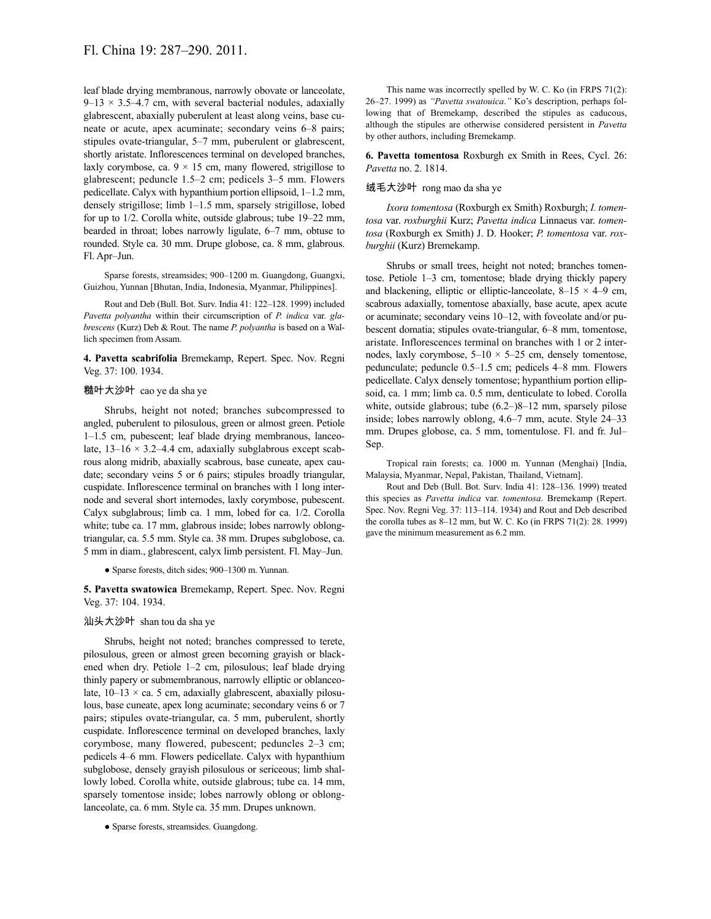leaf blade drying membranous, narrowly obovate or lanceolate, 9–13 × 3.5–4.7 cm, with several bacterial nodules, adaxially glabrescent, abaxially puberulent at least along veins, base cuneate or acute, apex acuminate; secondary veins 6–8 pairs; stipules ovate-triangular, 5–7 mm, puberulent or glabrescent, shortly aristate. Inflorescences terminal on developed branches, laxly corymbose, ca. 9 × 15 cm, many flowered, strigillose to glabrescent; peduncle 1.5–2 cm; pedicels 3–5 mm. Flowers pedicellate. Calyx with hypanthium portion ellipsoid, 1–1.2 mm, densely strigillose; limb 1–1.5 mm, sparsely strigillose, lobed for up to 1/2. Corolla white, outside glabrous; tube 19–22 mm, bearded in throat; lobes narrowly ligulate, 6–7 mm, obtuse to rounded. Style ca. 30 mm. Drupe globose, ca. 8 mm, glabrous. Fl. Apr–Jun.

Sparse forests, streamsides; 900–1200 m. Guangdong, Guangxi, Guizhou, Yunnan [Bhutan, India, Indonesia, Myanmar, Philippines].

Rout and Deb (Bull. Bot. Surv. India 41: 122–128. 1999) included *Pavetta polyantha* within their circumscription of *P. indica* var. *glabrescens* (Kurz) Deb & Rout. The name *P. polyantha* is based on a Wallich specimen from Assam.

**4. Pavetta scabrifolia** Bremekamp, Repert. Spec. Nov. Regni Veg. 37: 100. 1934.

糙叶大沙叶 cao ye da sha ye

Shrubs, height not noted; branches subcompressed to angled, puberulent to pilosulous, green or almost green. Petiole 1–1.5 cm, pubescent; leaf blade drying membranous, lanceolate, 13–16 × 3.2–4.4 cm, adaxially subglabrous except scabrous along midrib, abaxially scabrous, base cuneate, apex caudate; secondary veins 5 or 6 pairs; stipules broadly triangular, cuspidate. Inflorescence terminal on branches with 1 long internode and several short internodes, laxly corymbose, pubescent. Calyx subglabrous; limb ca. 1 mm, lobed for ca. 1/2. Corolla white; tube ca. 17 mm, glabrous inside; lobes narrowly oblong-triangular, ca. 5.5 mm. Style ca. 38 mm. Drupes subglobose, ca. 5 mm in diam., glabrescent, calyx limb persistent. Fl. May–Jun.

● Sparse forests, ditch sides; 900–1300 m. Yunnan.

**5. Pavetta swatowica** Bremekamp, Repert. Spec. Nov. Regni Veg. 37: 104. 1934.

汕头大沙叶 shan tou da sha ye

Shrubs, height not noted; branches compressed to terete, pilosulous, green or almost green becoming grayish or blackened when dry. Petiole 1–2 cm, pilosulous; leaf blade drying thinly papery or submembranous, narrowly elliptic or oblanceolate, 10–13 × ca. 5 cm, adaxially glabrescent, abaxially pilosulous, base cuneate, apex long acuminate; secondary veins 6 or 7 pairs; stipules ovate-triangular, ca. 5 mm, puberulent, shortly cuspidate. Inflorescence terminal on developed branches, laxly corymbose, many flowered, pubescent; peduncles 2–3 cm; pedicels 4–6 mm. Flowers pedicellate. Calyx with hypanthium subglobose, densely grayish pilosulous or sericeous; limb shallowly lobed. Corolla white, outside glabrous; tube ca. 14 mm, sparsely tomentose inside; lobes narrowly oblong or oblong-lanceolate, ca. 6 mm. Style ca. 35 mm. Drupes unknown.

● Sparse forests, streamsides. Guangdong.

This name was incorrectly spelled by W. C. Ko (in FRPS 71(2): 26–27. 1999) as *"Pavetta swatouica."* Ko's description, perhaps following that of Bremekamp, described the stipules as caducous, although the stipules are otherwise considered persistent in *Pavetta* by other authors, including Bremekamp.

**6. Pavetta tomentosa** Roxburgh ex Smith in Rees, Cycl. 26: *Pavetta* no. 2. 1814.

绒毛大沙叶 rong mao da sha ye

*Ixora tomentosa* (Roxburgh ex Smith) Roxburgh; *I. tomentosa* var. *roxburghii* Kurz; *Pavetta indica* Linnaeus var. *tomentosa* (Roxburgh ex Smith) J. D. Hooker; *P. tomentosa* var. *roxburghii* (Kurz) Bremekamp.

Shrubs or small trees, height not noted; branches tomentose. Petiole 1–3 cm, tomentose; blade drying thickly papery and blackening, elliptic or elliptic-lanceolate, 8–15 × 4–9 cm, scabrous adaxially, tomentose abaxially, base acute, apex acute or acuminate; secondary veins 10–12, with foveolate and/or pubescent domatia; stipules ovate-triangular, 6–8 mm, tomentose, aristate. Inflorescences terminal on branches with 1 or 2 internodes, laxly corymbose, 5–10 × 5–25 cm, densely tomentose, pedunculate; peduncle 0.5–1.5 cm; pedicels 4–8 mm. Flowers pedicellate. Calyx densely tomentose; hypanthium portion ellipsoid, ca. 1 mm; limb ca. 0.5 mm, denticulate to lobed. Corolla white, outside glabrous; tube (6.2–)8–12 mm, sparsely pilose inside; lobes narrowly oblong, 4.6–7 mm, acute. Style 24–33 mm. Drupes globose, ca. 5 mm, tomentulose. Fl. and fr. Jul–Sep.

Tropical rain forests; ca. 1000 m. Yunnan (Menghai) [India, Malaysia, Myanmar, Nepal, Pakistan, Thailand, Vietnam].

Rout and Deb (Bull. Bot. Surv. India 41: 128–136. 1999) treated this species as *Pavetta indica* var. *tomentosa*. Bremekamp (Repert. Spec. Nov. Regni Veg. 37: 113–114. 1934) and Rout and Deb described the corolla tubes as 8–12 mm, but W. C. Ko (in FRPS 71(2): 28. 1999) gave the minimum measurement as 6.2 mm.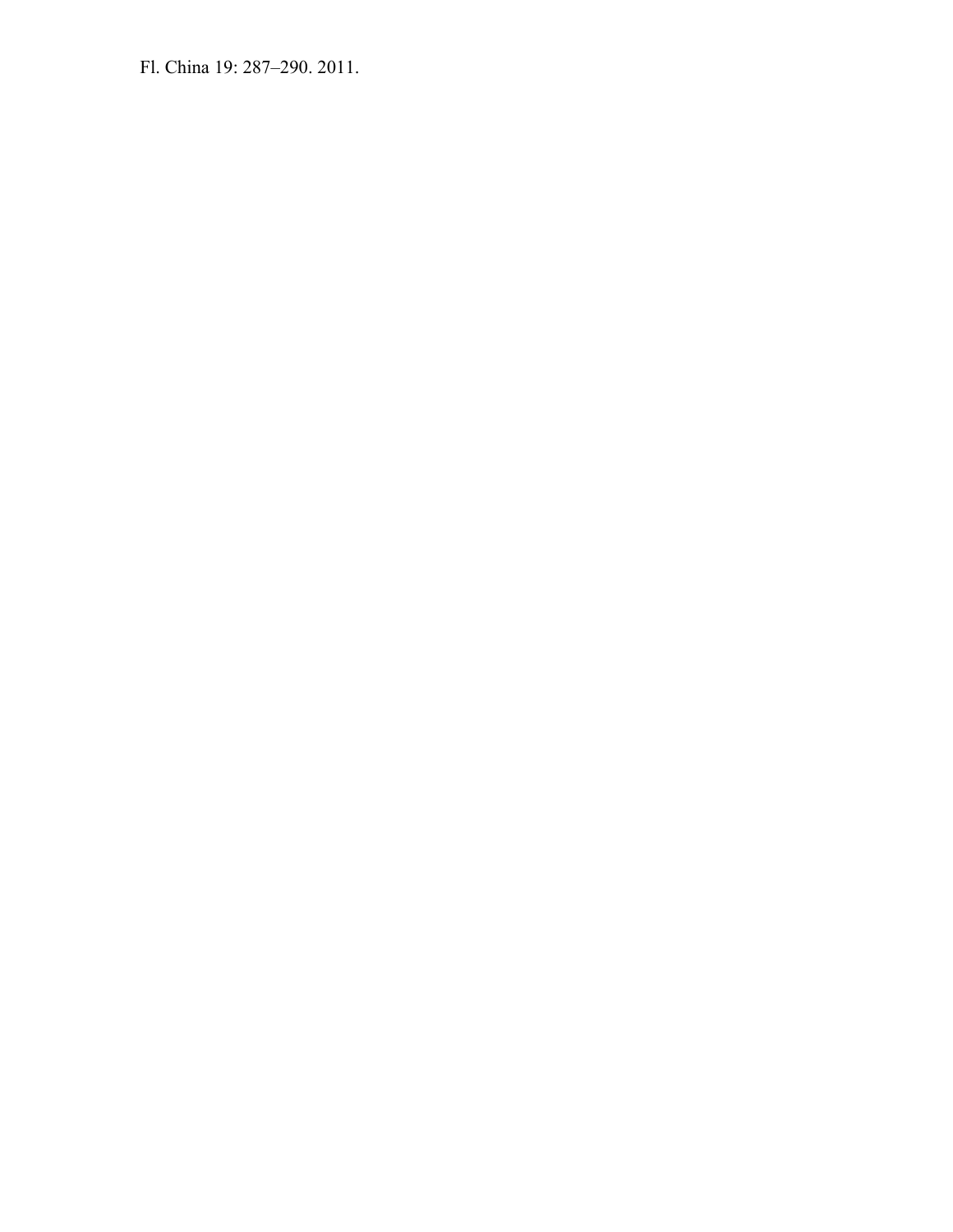Fl. China 19: 287–290. 2011.